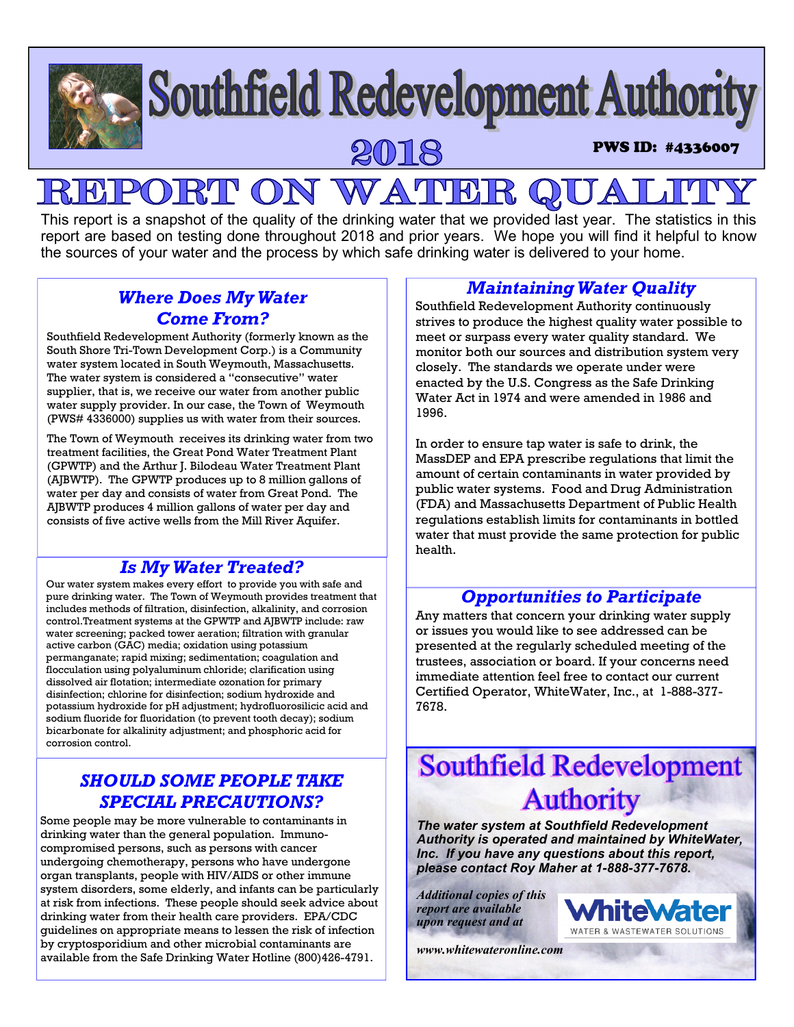# Southfield Redevelopment Authority

## 2018

**PWS ID: #4336007**

# REPORT ON WATER QUALITY

This report is a snapshot of the quality of the drinking water that we provided last year. The statistics in this report are based on testing done throughout 2018 and prior years. We hope you will find it helpful to know the sources of your water and the process by which safe drinking water is delivered to your home.

### *Where Does My Water Come From?*

Southfield Redevelopment Authority (formerly known as the South Shore Tri-Town Development Corp.) is a Community water system located in South Weymouth, Massachusetts. The water system is considered a "consecutive" water supplier, that is, we receive our water from another public water supply provider. In our case, the Town of Weymouth (PWS# 4336000) supplies us with water from their sources.

The Town of Weymouth receives its drinking water from two treatment facilities, the Great Pond Water Treatment Plant (GPWTP) and the Arthur J. Bilodeau Water Treatment Plant (AJBWTP). The GPWTP produces up to 8 million gallons of water per day and consists of water from Great Pond. The AJBWTP produces 4 million gallons of water per day and consists of five active wells from the Mill River Aquifer.

### *Is My Water Treated?*

Our water system makes every effort to provide you with safe and pure drinking water. The Town of Weymouth provides treatment that includes methods of filtration, disinfection, alkalinity, and corrosion control.Treatment systems at the GPWTP and AJBWTP include: raw water screening; packed tower aeration; filtration with granular active carbon (GAC) media; oxidation using potassium permanganate; rapid mixing; sedimentation; coagulation and flocculation using polyaluminum chloride; clarification using dissolved air flotation; intermediate ozonation for primary disinfection; chlorine for disinfection; sodium hydroxide and potassium hydroxide for pH adjustment; hydrofluorosilicic acid and sodium fluoride for fluoridation (to prevent tooth decay); sodium bicarbonate for alkalinity adjustment; and phosphoric acid for corrosion control.

### *SHOULD SOME PEOPLE TAKE SPECIAL PRECAUTIONS?*

Some people may be more vulnerable to contaminants in drinking water than the general population. Immuno-compromised persons, such as persons with cancer undergoing chemotherapy, persons who have undergone organ transplants, people with HIV/AIDS or other immune system disorders, some elderly, and infants can be particularly at risk from infections. These people should seek advice about drinking water from their health care providers. EPA/CDC guidelines on appropriate means to lessen the risk of infection by cryptosporidium and other microbial contaminants are available from the Safe Drinking Water Hotline (800)426-4791.

### *Maintaining Water Quality*

Southfield Redevelopment Authority continuously strives to produce the highest quality water possible to meet or surpass every water quality standard. We monitor both our sources and distribution system very closely. The standards we operate under were enacted by the U.S. Congress as the Safe Drinking Water Act in 1974 and were amended in 1986 and 1996.

In order to ensure tap water is safe to drink, the MassDEP and EPA prescribe regulations that limit the amount of certain contaminants in water provided by public water systems. Food and Drug Administration (FDA) and Massachusetts Department of Public Health regulations establish limits for contaminants in bottled water that must provide the same protection for public health.

### *Opportunities to Participate*

Any matters that concern your drinking water supply or issues you would like to see addressed can be presented at the regularly scheduled meeting of the trustees, association or board. If your concerns need immediate attention feel free to contact our current Certified Operator, WhiteWater, Inc., at 1-888-377-7678.

## Southfield Redevelopment Authority

***The water system at Southfield Redevelopment Authority is operated and maintained by WhiteWater, Inc. If you have any questions about this report, please contact Roy Maher at 1-888-377-7678.***

*Additional copies of this report are available upon request and at*

*www.whitewateronline.com*

WhiteWater
WATER & WASTEWATER SOLUTIONS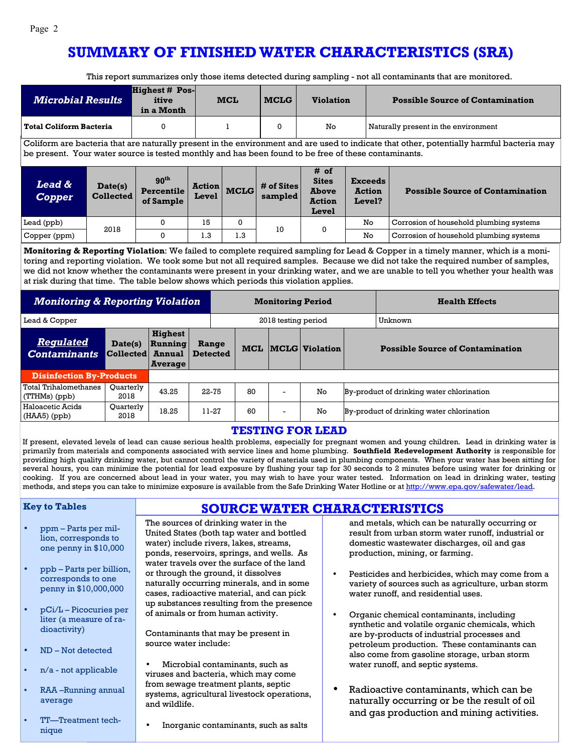# SUMMARY OF FINISHED WATER CHARACTERISTICS (SRA)

This report summarizes only those items detected during sampling - not all contaminants that are monitored.

| *Microbial Results* | Highest # Positive in a Month | MCL | MCLG | Violation | Possible Source of Contamination |
|---|---|---|---|---|---|
| **Total Coliform Bacteria** | 0 | 1 | 0 | No | Naturally present in the environment |

Coliform are bacteria that are naturally present in the environment and are used to indicate that other, potentially harmful bacteria may be present. Your water source is tested monthly and has been found to be free of these contaminants.

| *Lead & Copper* | Date(s) Collected | 90th Percentile of Sample | Action Level | MCLG | # of Sites sampled | # of Sites Above Action Level | Exceeds Action Level? | Possible Source of Contamination |
|---|---|---|---|---|---|---|---|---|
| Lead (ppb) | 2018 | 0 | 15 | 0 | 10 | 0 | No | Corrosion of household plumbing systems |
| Copper (ppm) | 2018 | 0 | 1.3 | 1.3 | 10 | 0 | No | Corrosion of household plumbing systems |

**Monitoring & Reporting Violation**: We failed to complete required sampling for Lead & Copper in a timely manner, which is a monitoring and reporting violation. We took some but not all required samples. Because we did not take the required number of samples, we did not know whether the contaminants were present in your drinking water, and we are unable to tell you whether your health was at risk during that time. The table below shows which periods this violation applies.

| *Monitoring & Reporting Violation* | Monitoring Period | Health Effects |
|---|---|---|
| Lead & Copper | 2018 testing period | Unknown |

| *Regulated Contaminants* | Date(s) Collected | Highest Running Annual Average | Range Detected | MCL | MCLG | Violation | Possible Source of Contamination |
|---|---|---|---|---|---|---|---|
| **Disinfection By-Products** | | | | | | | |
| Total Trihalomethanes (TTHMs) (ppb) | Quarterly 2018 | 43.25 | 22-75 | 80 | - | No | By-product of drinking water chlorination |
| Haloacetic Acids (HAA5) (ppb) | Quarterly 2018 | 18.25 | 11-27 | 60 | - | No | By-product of drinking water chlorination |

## TESTING FOR LEAD

If present, elevated levels of lead can cause serious health problems, especially for pregnant women and young children. Lead in drinking water is primarily from materials and components associated with service lines and home plumbing. **Southfield Redevelopment Authority** is responsible for providing high quality drinking water, but cannot control the variety of materials used in plumbing components. When your water has been sitting for several hours, you can minimize the potential for lead exposure by flushing your tap for 30 seconds to 2 minutes before using water for drinking or cooking. If you are concerned about lead in your water, you may wish to have your water tested. Information on lead in drinking water, testing methods, and steps you can take to minimize exposure is available from the Safe Drinking Water Hotline or at http://www.epa.gov/safewater/lead.

### Key to Tables

- ppm – Parts per million, corresponds to one penny in $10,000
- ppb – Parts per billion, corresponds to one penny in $10,000,000
- pCi/L – Picocuries per liter (a measure of radioactivity)
- ND – Not detected
- n/a - not applicable
- RAA –Running annual average
- TT—Treatment technique

## SOURCE WATER CHARACTERISTICS

The sources of drinking water in the United States (both tap water and bottled water) include rivers, lakes, streams, ponds, reservoirs, springs, and wells. As water travels over the surface of the land or through the ground, it dissolves naturally occurring minerals, and in some cases, radioactive material, and can pick up substances resulting from the presence of animals or from human activity.

Contaminants that may be present in source water include:

- Microbial contaminants, such as viruses and bacteria, which may come from sewage treatment plants, septic systems, agricultural livestock operations, and wildlife.
- Inorganic contaminants, such as salts and metals, which can be naturally occurring or result from urban storm water runoff, industrial or domestic wastewater discharges, oil and gas production, mining, or farming.
- Pesticides and herbicides, which may come from a variety of sources such as agriculture, urban storm water runoff, and residential uses.
- Organic chemical contaminants, including synthetic and volatile organic chemicals, which are by-products of industrial processes and petroleum production. These contaminants can also come from gasoline storage, urban storm water runoff, and septic systems.
- Radioactive contaminants, which can be naturally occurring or be the result of oil and gas production and mining activities.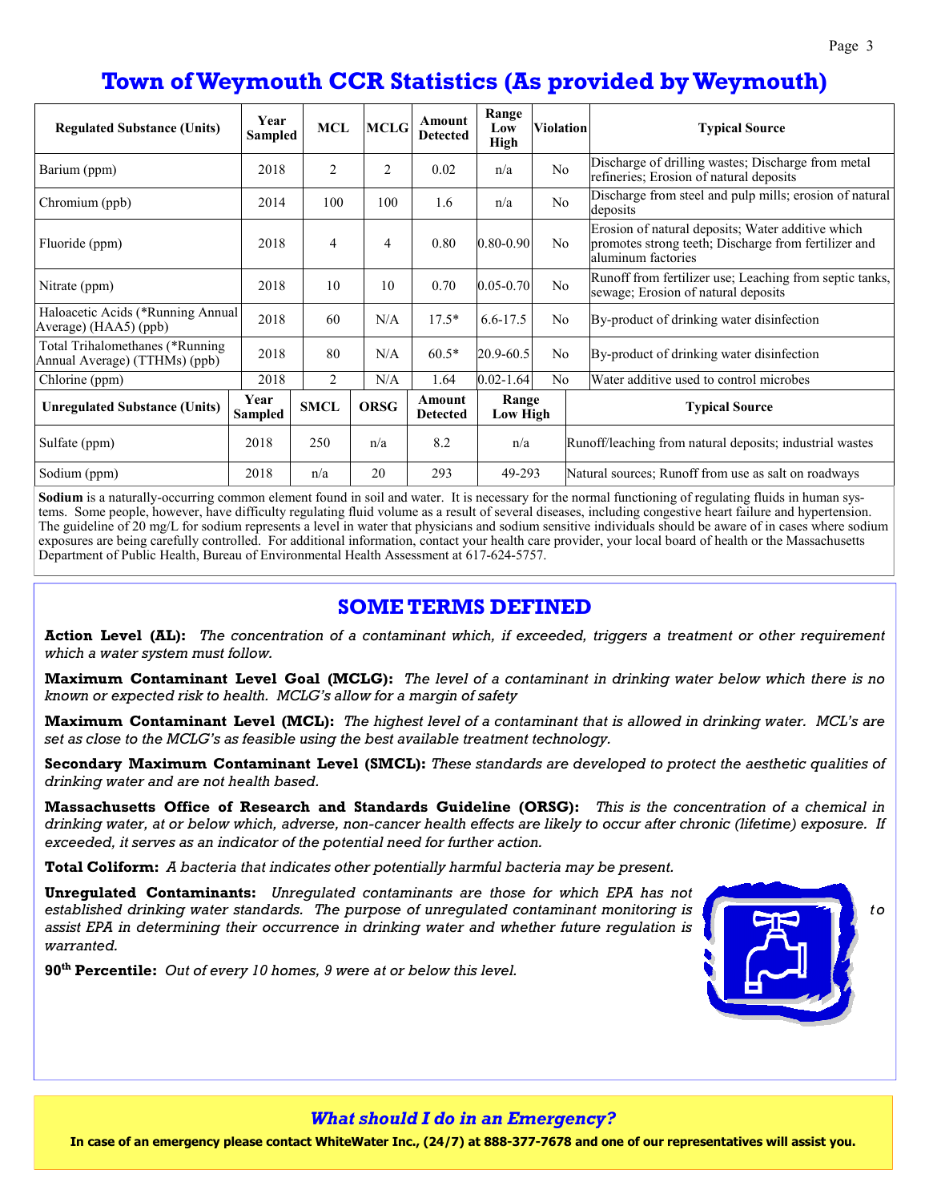# Town of Weymouth CCR Statistics (As provided by Weymouth)

| Regulated Substance (Units) | Year Sampled | MCL | MCLG | Amount Detected | Range Low High | Violation | Typical Source |
|---|---|---|---|---|---|---|---|
| Barium (ppm) | 2018 | 2 | 2 | 0.02 | n/a | No | Discharge of drilling wastes; Discharge from metal refineries; Erosion of natural deposits |
| Chromium (ppb) | 2014 | 100 | 100 | 1.6 | n/a | No | Discharge from steel and pulp mills; erosion of natural deposits |
| Fluoride (ppm) | 2018 | 4 | 4 | 0.80 | 0.80-0.90 | No | Erosion of natural deposits; Water additive which promotes strong teeth; Discharge from fertilizer and aluminum factories |
| Nitrate (ppm) | 2018 | 10 | 10 | 0.70 | 0.05-0.70 | No | Runoff from fertilizer use; Leaching from septic tanks, sewage; Erosion of natural deposits |
| Haloacetic Acids (*Running Annual Average) (HAA5) (ppb) | 2018 | 60 | N/A | 17.5* | 6.6-17.5 | No | By-product of drinking water disinfection |
| Total Trihalomethanes (*Running Annual Average) (TTHMs) (ppb) | 2018 | 80 | N/A | 60.5* | 20.9-60.5 | No | By-product of drinking water disinfection |
| Chlorine (ppm) | 2018 | 2 | N/A | 1.64 | 0.02-1.64 | No | Water additive used to control microbes |

| Unregulated Substance (Units) | Year Sampled | SMCL | ORSG | Amount Detected | Range Low High | Typical Source |
|---|---|---|---|---|---|---|
| Sulfate (ppm) | 2018 | 250 | n/a | 8.2 | n/a | Runoff/leaching from natural deposits; industrial wastes |
| Sodium (ppm) | 2018 | n/a | 20 | 293 | 49-293 | Natural sources; Runoff from use as salt on roadways |

**Sodium** is a naturally-occurring common element found in soil and water. It is necessary for the normal functioning of regulating fluids in human systems. Some people, however, have difficulty regulating fluid volume as a result of several diseases, including congestive heart failure and hypertension. The guideline of 20 mg/L for sodium represents a level in water that physicians and sodium sensitive individuals should be aware of in cases where sodium exposures are being carefully controlled. For additional information, contact your health care provider, your local board of health or the Massachusetts Department of Public Health, Bureau of Environmental Health Assessment at 617-624-5757.

## SOME TERMS DEFINED

**Action Level (AL):** *The concentration of a contaminant which, if exceeded, triggers a treatment or other requirement which a water system must follow.*

**Maximum Contaminant Level Goal (MCLG):** *The level of a contaminant in drinking water below which there is no known or expected risk to health. MCLG's allow for a margin of safety*

**Maximum Contaminant Level (MCL):** *The highest level of a contaminant that is allowed in drinking water. MCL's are set as close to the MCLG's as feasible using the best available treatment technology.*

**Secondary Maximum Contaminant Level (SMCL):** *These standards are developed to protect the aesthetic qualities of drinking water and are not health based.*

**Massachusetts Office of Research and Standards Guideline (ORSG):** *This is the concentration of a chemical in drinking water, at or below which, adverse, non-cancer health effects are likely to occur after chronic (lifetime) exposure. If exceeded, it serves as an indicator of the potential need for further action.*

**Total Coliform:** *A bacteria that indicates other potentially harmful bacteria may be present.*

**Unregulated Contaminants:** *Unregulated contaminants are those for which EPA has not established drinking water standards. The purpose of unregulated contaminant monitoring is to assist EPA in determining their occurrence in drinking water and whether future regulation is warranted.*

**90th Percentile:** *Out of every 10 homes, 9 were at or below this level.*

### *What should I do in an Emergency?*

**In case of an emergency please contact WhiteWater Inc., (24/7) at 888-377-7678 and one of our representatives will assist you.**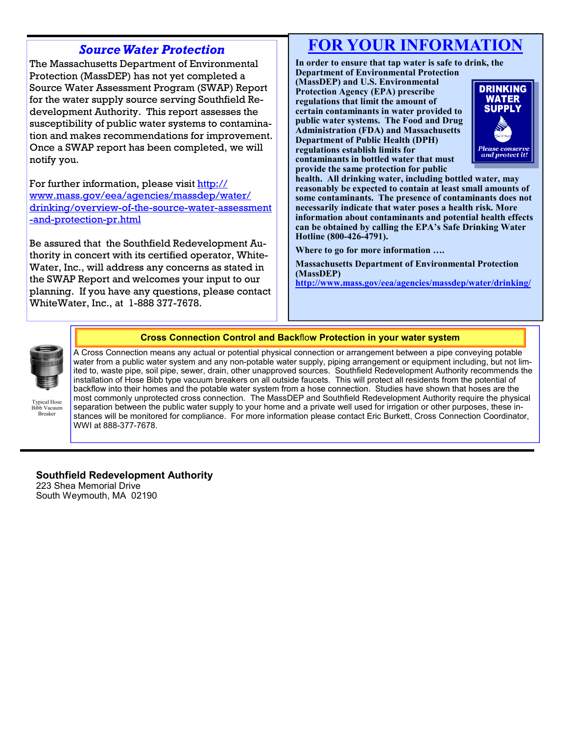## *Source Water Protection*

The Massachusetts Department of Environmental Protection (MassDEP) has not yet completed a Source Water Assessment Program (SWAP) Report for the water supply source serving Southfield Redevelopment Authority. This report assesses the susceptibility of public water systems to contamination and makes recommendations for improvement. Once a SWAP report has been completed, we will notify you.

For further information, please visit http://www.mass.gov/eea/agencies/massdep/water/drinking/overview-of-the-source-water-assessment-and-protection-pr.html

Be assured that the Southfield Redevelopment Authority in concert with its certified operator, WhiteWater, Inc., will address any concerns as stated in the SWAP Report and welcomes your input to our planning. If you have any questions, please contact WhiteWater, Inc., at 1-888 377-7678.

## FOR YOUR INFORMATION

**In order to ensure that tap water is safe to drink, the Department of Environmental Protection (MassDEP) and U.S. Environmental Protection Agency (EPA) prescribe regulations that limit the amount of certain contaminants in water provided to public water systems. The Food and Drug Administration (FDA) and Massachusetts Department of Public Health (DPH) regulations establish limits for contaminants in bottled water that must provide the same protection for public health. All drinking water, including bottled water, may reasonably be expected to contain at least small amounts of some contaminants. The presence of contaminants does not necessarily indicate that water poses a health risk. More information about contaminants and potential health effects can be obtained by calling the EPA's Safe Drinking Water Hotline (800-426-4791).**

DRINKING WATER SUPPLY

*Please conserve and protect it!*

**Where to go for more information ….**

**Massachusetts Department of Environmental Protection (MassDEP)**
**http://www.mass.gov/eea/agencies/massdep/water/drinking/**

### Cross Connection Control and Backflow Protection in your water system

A Cross Connection means any actual or potential physical connection or arrangement between a pipe conveying potable water from a public water system and any non-potable water supply, piping arrangement or equipment including, but not limited to, waste pipe, soil pipe, sewer, drain, other unapproved sources. Southfield Redevelopment Authority recommends the installation of Hose Bibb type vacuum breakers on all outside faucets. This will protect all residents from the potential of backflow into their homes and the potable water system from a hose connection. Studies have shown that hoses are the most commonly unprotected cross connection. The MassDEP and Southfield Redevelopment Authority require the physical separation between the public water supply to your home and a private well used for irrigation or other purposes, these instances will be monitored for compliance. For more information please contact Eric Burkett, Cross Connection Coordinator, WWI at 888-377-7678.

Typical Hose Bibb Vacuum Breaker

**Southfield Redevelopment Authority**
223 Shea Memorial Drive
South Weymouth, MA 02190